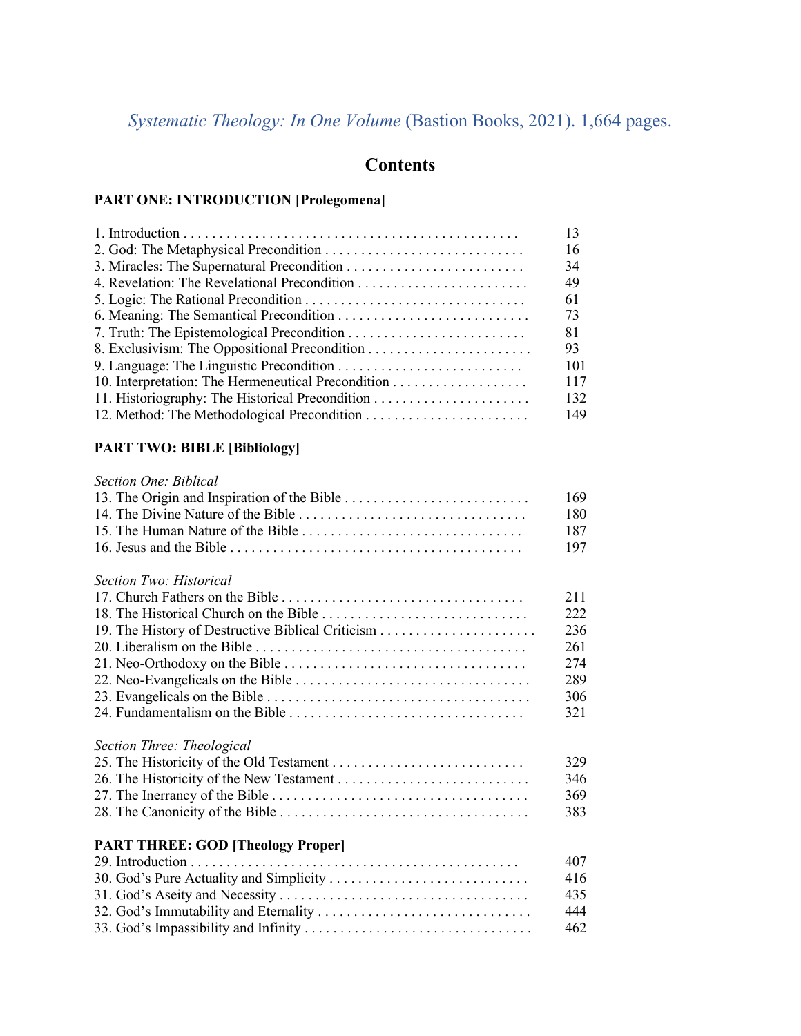*Systematic Theology: In One Volume* (Bastion Books, 2021). 1,664 pages.

# Contents

## PART ONE: INTRODUCTION [Prolegomena]

| | |
|---|---|
| 1. Introduction | 13 |
| 2. God: The Metaphysical Precondition | 16 |
| 3. Miracles: The Supernatural Precondition | 34 |
| 4. Revelation: The Revelational Precondition | 49 |
| 5. Logic: The Rational Precondition | 61 |
| 6. Meaning: The Semantical Precondition | 73 |
| 7. Truth: The Epistemological Precondition | 81 |
| 8. Exclusivism: The Oppositional Precondition | 93 |
| 9. Language: The Linguistic Precondition | 101 |
| 10. Interpretation: The Hermeneutical Precondition | 117 |
| 11. Historiography: The Historical Precondition | 132 |
| 12. Method: The Methodological Precondition | 149 |

## PART TWO: BIBLE [Bibliology]

*Section One: Biblical*

| | |
|---|---|
| 13. The Origin and Inspiration of the Bible | 169 |
| 14. The Divine Nature of the Bible | 180 |
| 15. The Human Nature of the Bible | 187 |
| 16. Jesus and the Bible | 197 |

*Section Two: Historical*

| | |
|---|---|
| 17. Church Fathers on the Bible | 211 |
| 18. The Historical Church on the Bible | 222 |
| 19. The History of Destructive Biblical Criticism | 236 |
| 20. Liberalism on the Bible | 261 |
| 21. Neo-Orthodoxy on the Bible | 274 |
| 22. Neo-Evangelicals on the Bible | 289 |
| 23. Evangelicals on the Bible | 306 |
| 24. Fundamentalism on the Bible | 321 |

*Section Three: Theological*

| | |
|---|---|
| 25. The Historicity of the Old Testament | 329 |
| 26. The Historicity of the New Testament | 346 |
| 27. The Inerrancy of the Bible | 369 |
| 28. The Canonicity of the Bible | 383 |

## PART THREE: GOD [Theology Proper]

| | |
|---|---|
| 29. Introduction | 407 |
| 30. God's Pure Actuality and Simplicity | 416 |
| 31. God's Aseity and Necessity | 435 |
| 32. God's Immutability and Eternality | 444 |
| 33. God's Impassibility and Infinity | 462 |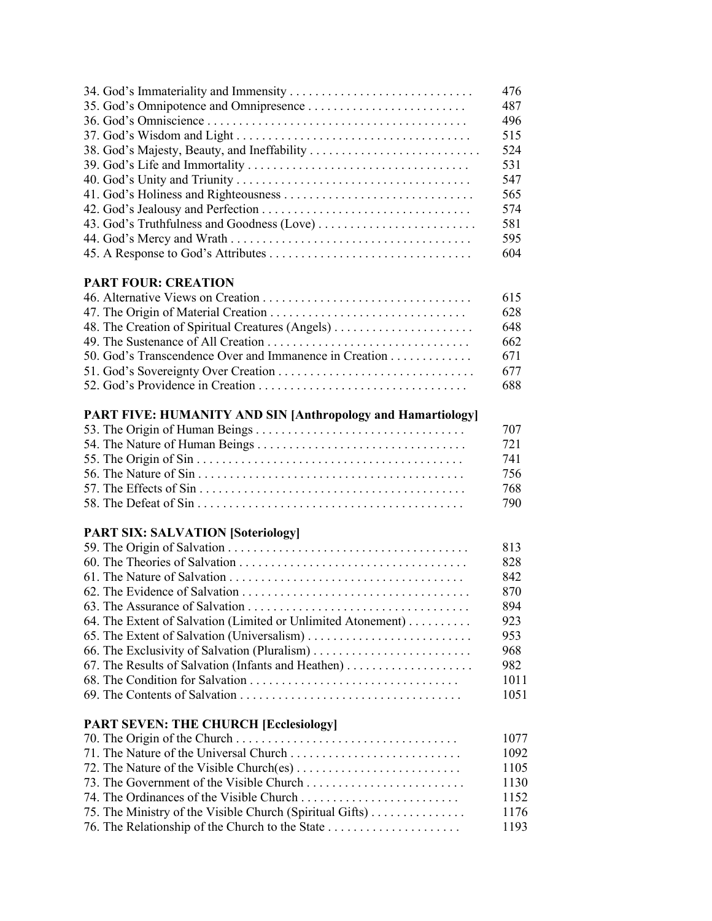34. God's Immateriality and Immensity . . . . . . . . . . . . . . . . . . . . . . . . . . . . 476
35. God's Omnipotence and Omnipresence . . . . . . . . . . . . . . . . . . . . . . . . . 487
36. God's Omniscience . . . . . . . . . . . . . . . . . . . . . . . . . . . . . . . . . . . . . . . . 496
37. God's Wisdom and Light . . . . . . . . . . . . . . . . . . . . . . . . . . . . . . . . . . . . 515
38. God's Majesty, Beauty, and Ineffability . . . . . . . . . . . . . . . . . . . . . . . . . . 524
39. God's Life and Immortality . . . . . . . . . . . . . . . . . . . . . . . . . . . . . . . . . . 531
40. God's Unity and Triunity . . . . . . . . . . . . . . . . . . . . . . . . . . . . . . . . . . . . 547
41. God's Holiness and Righteousness . . . . . . . . . . . . . . . . . . . . . . . . . . . . . 565
42. God's Jealousy and Perfection . . . . . . . . . . . . . . . . . . . . . . . . . . . . . . . . 574
43. God's Truthfulness and Goodness (Love) . . . . . . . . . . . . . . . . . . . . . . . . 581
44. God's Mercy and Wrath . . . . . . . . . . . . . . . . . . . . . . . . . . . . . . . . . . . . . 595
45. A Response to God's Attributes . . . . . . . . . . . . . . . . . . . . . . . . . . . . . . . 604

**PART FOUR: CREATION**

46. Alternative Views on Creation . . . . . . . . . . . . . . . . . . . . . . . . . . . . . . . . 615
47. The Origin of Material Creation . . . . . . . . . . . . . . . . . . . . . . . . . . . . . . . 628
48. The Creation of Spiritual Creatures (Angels) . . . . . . . . . . . . . . . . . . . . . . 648
49. The Sustenance of All Creation . . . . . . . . . . . . . . . . . . . . . . . . . . . . . . . 662
50. God's Transcendence Over and Immanence in Creation . . . . . . . . . . . . . 671
51. God's Sovereignty Over Creation . . . . . . . . . . . . . . . . . . . . . . . . . . . . . . 677
52. God's Providence in Creation . . . . . . . . . . . . . . . . . . . . . . . . . . . . . . . . 688

**PART FIVE: HUMANITY AND SIN [Anthropology and Hamartiology]**

53. The Origin of Human Beings . . . . . . . . . . . . . . . . . . . . . . . . . . . . . . . . 707
54. The Nature of Human Beings . . . . . . . . . . . . . . . . . . . . . . . . . . . . . . . . 721
55. The Origin of Sin . . . . . . . . . . . . . . . . . . . . . . . . . . . . . . . . . . . . . . . . . 741
56. The Nature of Sin . . . . . . . . . . . . . . . . . . . . . . . . . . . . . . . . . . . . . . . . . 756
57. The Effects of Sin . . . . . . . . . . . . . . . . . . . . . . . . . . . . . . . . . . . . . . . . . 768
58. The Defeat of Sin . . . . . . . . . . . . . . . . . . . . . . . . . . . . . . . . . . . . . . . . . 790

**PART SIX: SALVATION [Soteriology]**

59. The Origin of Salvation . . . . . . . . . . . . . . . . . . . . . . . . . . . . . . . . . . . . . 813
60. The Theories of Salvation . . . . . . . . . . . . . . . . . . . . . . . . . . . . . . . . . . . 828
61. The Nature of Salvation . . . . . . . . . . . . . . . . . . . . . . . . . . . . . . . . . . . . 842
62. The Evidence of Salvation . . . . . . . . . . . . . . . . . . . . . . . . . . . . . . . . . . . 870
63. The Assurance of Salvation . . . . . . . . . . . . . . . . . . . . . . . . . . . . . . . . . . 894
64. The Extent of Salvation (Limited or Unlimited Atonement) . . . . . . . . . . 923
65. The Extent of Salvation (Universalism) . . . . . . . . . . . . . . . . . . . . . . . . . 953
66. The Exclusivity of Salvation (Pluralism) . . . . . . . . . . . . . . . . . . . . . . . . 968
67. The Results of Salvation (Infants and Heathen) . . . . . . . . . . . . . . . . . . . 982
68. The Condition for Salvation . . . . . . . . . . . . . . . . . . . . . . . . . . . . . . . . 1011
69. The Contents of Salvation . . . . . . . . . . . . . . . . . . . . . . . . . . . . . . . . . . 1051

**PART SEVEN: THE CHURCH [Ecclesiology]**

70. The Origin of the Church . . . . . . . . . . . . . . . . . . . . . . . . . . . . . . . . . . 1077
71. The Nature of the Universal Church . . . . . . . . . . . . . . . . . . . . . . . . . . 1092
72. The Nature of the Visible Church(es) . . . . . . . . . . . . . . . . . . . . . . . . . 1105
73. The Government of the Visible Church . . . . . . . . . . . . . . . . . . . . . . . . 1130
74. The Ordinances of the Visible Church . . . . . . . . . . . . . . . . . . . . . . . . . 1152
75. The Ministry of the Visible Church (Spiritual Gifts) . . . . . . . . . . . . . . . 1176
76. The Relationship of the Church to the State . . . . . . . . . . . . . . . . . . . . 1193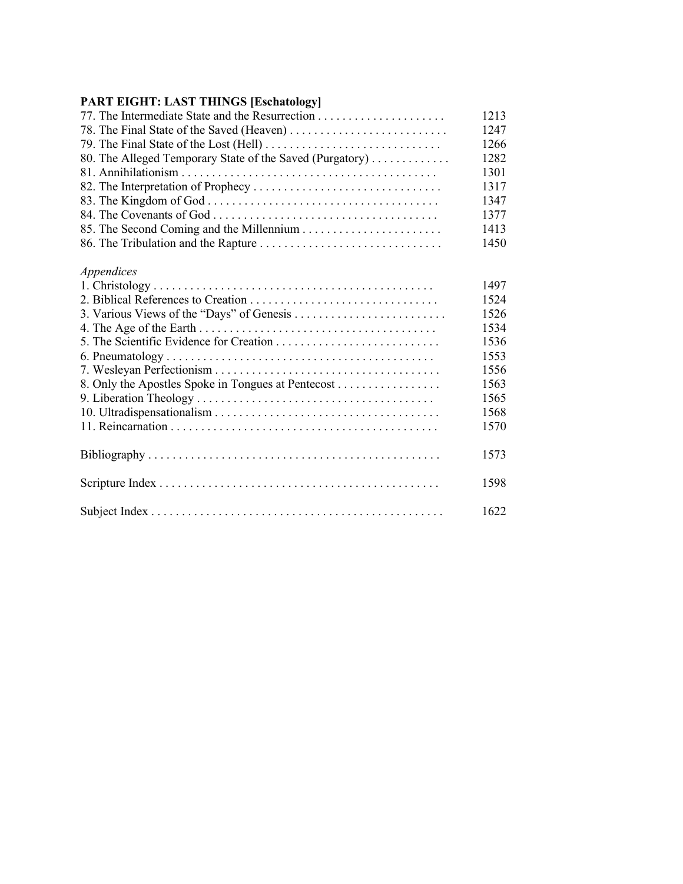**PART EIGHT: LAST THINGS [Eschatology]**

| | |
|---|---|
| 77. The Intermediate State and the Resurrection | 1213 |
| 78. The Final State of the Saved (Heaven) | 1247 |
| 79. The Final State of the Lost (Hell) | 1266 |
| 80. The Alleged Temporary State of the Saved (Purgatory) | 1282 |
| 81. Annihilationism | 1301 |
| 82. The Interpretation of Prophecy | 1317 |
| 83. The Kingdom of God | 1347 |
| 84. The Covenants of God | 1377 |
| 85. The Second Coming and the Millennium | 1413 |
| 86. The Tribulation and the Rapture | 1450 |

*Appendices*

| | |
|---|---|
| 1. Christology | 1497 |
| 2. Biblical References to Creation | 1524 |
| 3. Various Views of the "Days" of Genesis | 1526 |
| 4. The Age of the Earth | 1534 |
| 5. The Scientific Evidence for Creation | 1536 |
| 6. Pneumatology | 1553 |
| 7. Wesleyan Perfectionism | 1556 |
| 8. Only the Apostles Spoke in Tongues at Pentecost | 1563 |
| 9. Liberation Theology | 1565 |
| 10. Ultradispensationalism | 1568 |
| 11. Reincarnation | 1570 |

| | |
|---|---|
| Bibliography | 1573 |
| Scripture Index | 1598 |
| Subject Index | 1622 |